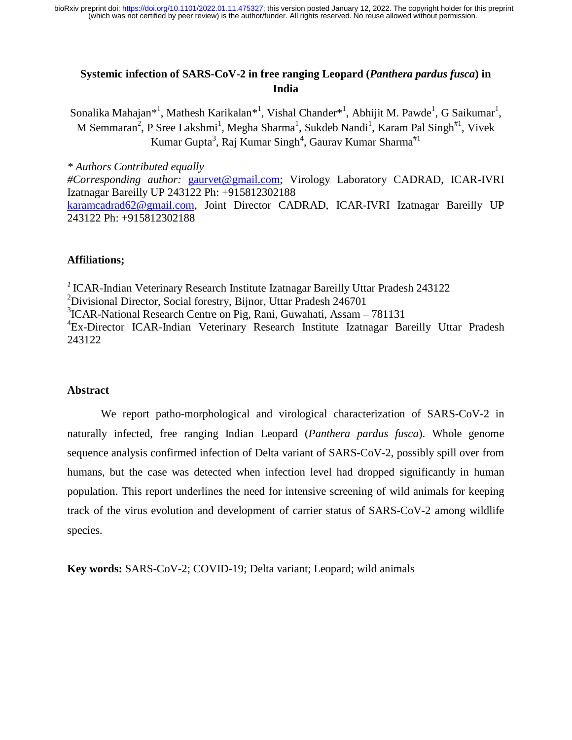# Systemic infection of SARS-CoV-2 in free ranging Leopard (*Panthera pardus fusca*) in India

Sonalika Mahajan*[1], Mathesh Karikalan*[1], Vishal Chander*[1], Abhijit M. Pawde[1], G Saikumar[1], M Semmaran[2], P Sree Lakshmi[1], Megha Sharma[1], Sukdeb Nandi[1], Karam Pal Singh[#1], Vivek Kumar Gupta[3], Raj Kumar Singh[4], Gaurav Kumar Sharma[#1]

*\* Authors Contributed equally*

*#Corresponding author:* gaurvet@gmail.com; Virology Laboratory CADRAD, ICAR-IVRI Izatnagar Bareilly UP 243122 Ph: +915812302188

karamcadrad62@gmail.com, Joint Director CADRAD, ICAR-IVRI Izatnagar Bareilly UP 243122 Ph: +915812302188

## Affiliations;

[1] ICAR-Indian Veterinary Research Institute Izatnagar Bareilly Uttar Pradesh 243122

[2] Divisional Director, Social forestry, Bijnor, Uttar Pradesh 246701

[3] ICAR-National Research Centre on Pig, Rani, Guwahati, Assam – 781131

[4] Ex-Director ICAR-Indian Veterinary Research Institute Izatnagar Bareilly Uttar Pradesh 243122

## Abstract

We report patho-morphological and virological characterization of SARS-CoV-2 in naturally infected, free ranging Indian Leopard (*Panthera pardus fusca*). Whole genome sequence analysis confirmed infection of Delta variant of SARS-CoV-2, possibly spill over from humans, but the case was detected when infection level had dropped significantly in human population. This report underlines the need for intensive screening of wild animals for keeping track of the virus evolution and development of carrier status of SARS-CoV-2 among wildlife species.

**Key words:** SARS-CoV-2; COVID-19; Delta variant; Leopard; wild animals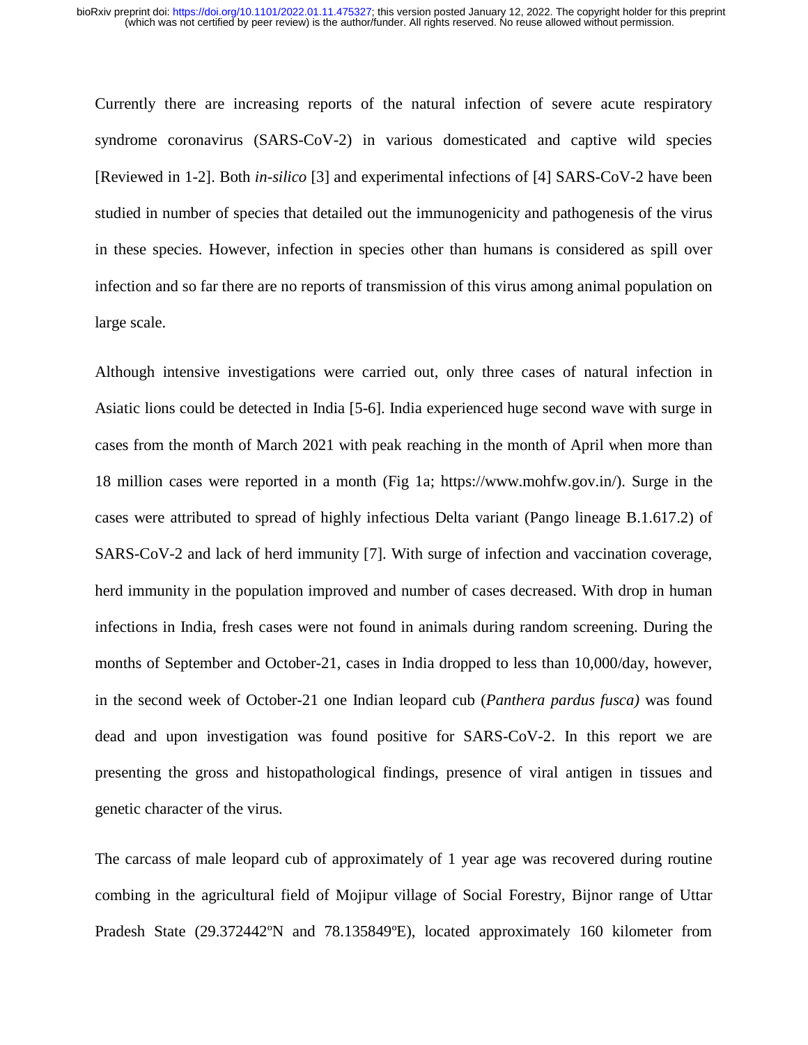Currently there are increasing reports of the natural infection of severe acute respiratory syndrome coronavirus (SARS-CoV-2) in various domesticated and captive wild species [Reviewed in 1-2]. Both *in-silico* [3] and experimental infections of [4] SARS-CoV-2 have been studied in number of species that detailed out the immunogenicity and pathogenesis of the virus in these species. However, infection in species other than humans is considered as spill over infection and so far there are no reports of transmission of this virus among animal population on large scale.

Although intensive investigations were carried out, only three cases of natural infection in Asiatic lions could be detected in India [5-6]. India experienced huge second wave with surge in cases from the month of March 2021 with peak reaching in the month of April when more than 18 million cases were reported in a month (Fig 1a; https://www.mohfw.gov.in/). Surge in the cases were attributed to spread of highly infectious Delta variant (Pango lineage B.1.617.2) of SARS-CoV-2 and lack of herd immunity [7]. With surge of infection and vaccination coverage, herd immunity in the population improved and number of cases decreased. With drop in human infections in India, fresh cases were not found in animals during random screening. During the months of September and October-21, cases in India dropped to less than 10,000/day, however, in the second week of October-21 one Indian leopard cub (*Panthera pardus fusca)* was found dead and upon investigation was found positive for SARS-CoV-2. In this report we are presenting the gross and histopathological findings, presence of viral antigen in tissues and genetic character of the virus.

The carcass of male leopard cub of approximately of 1 year age was recovered during routine combing in the agricultural field of Mojipur village of Social Forestry, Bijnor range of Uttar Pradesh State (29.372442ºN and 78.135849ºE), located approximately 160 kilometer from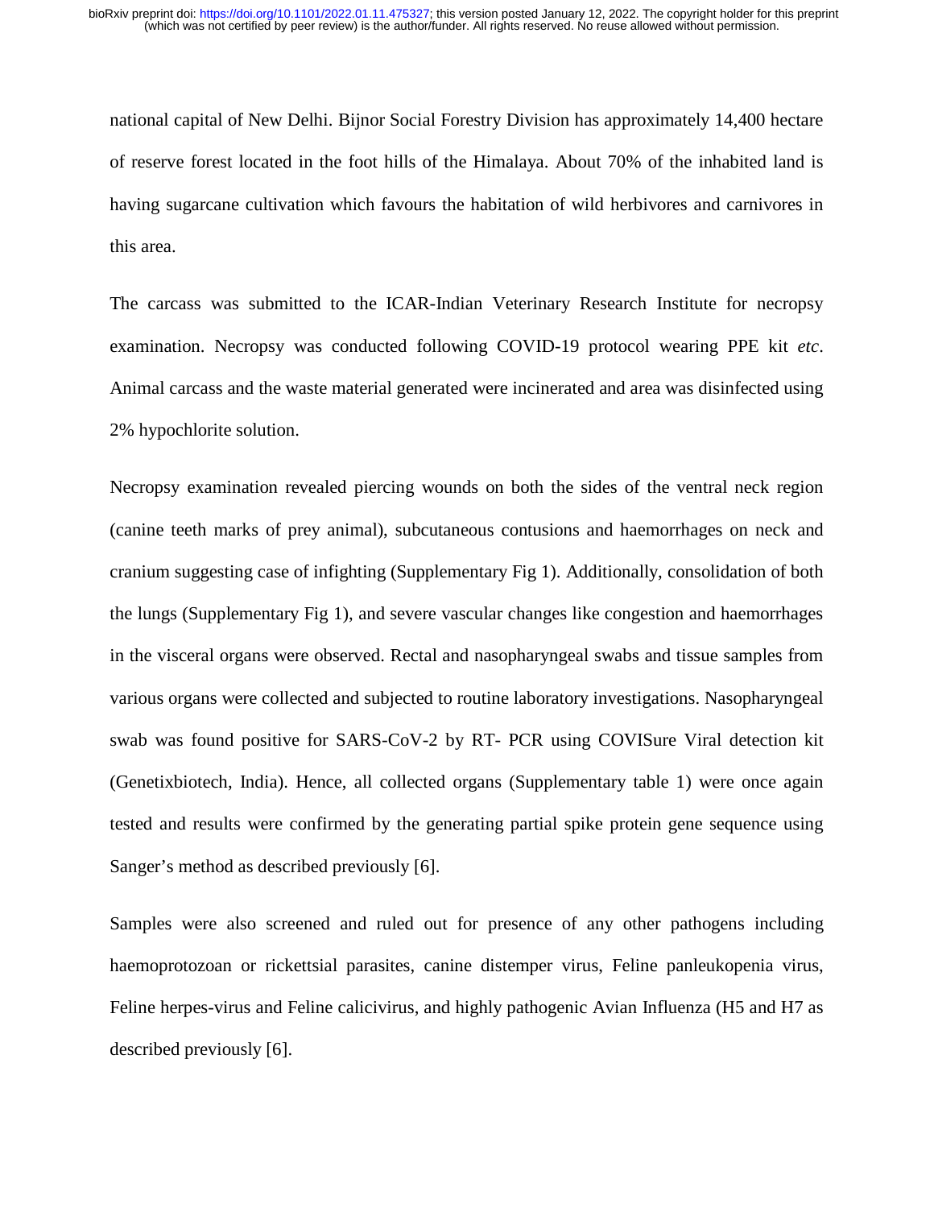national capital of New Delhi. Bijnor Social Forestry Division has approximately 14,400 hectare of reserve forest located in the foot hills of the Himalaya. About 70% of the inhabited land is having sugarcane cultivation which favours the habitation of wild herbivores and carnivores in this area.

The carcass was submitted to the ICAR-Indian Veterinary Research Institute for necropsy examination. Necropsy was conducted following COVID-19 protocol wearing PPE kit *etc*. Animal carcass and the waste material generated were incinerated and area was disinfected using 2% hypochlorite solution.

Necropsy examination revealed piercing wounds on both the sides of the ventral neck region (canine teeth marks of prey animal), subcutaneous contusions and haemorrhages on neck and cranium suggesting case of infighting (Supplementary Fig 1). Additionally, consolidation of both the lungs (Supplementary Fig 1), and severe vascular changes like congestion and haemorrhages in the visceral organs were observed. Rectal and nasopharyngeal swabs and tissue samples from various organs were collected and subjected to routine laboratory investigations. Nasopharyngeal swab was found positive for SARS-CoV-2 by RT- PCR using COVISure Viral detection kit (Genetixbiotech, India). Hence, all collected organs (Supplementary table 1) were once again tested and results were confirmed by the generating partial spike protein gene sequence using Sanger's method as described previously [6].

Samples were also screened and ruled out for presence of any other pathogens including haemoprotozoan or rickettsial parasites, canine distemper virus, Feline panleukopenia virus, Feline herpes-virus and Feline calicivirus, and highly pathogenic Avian Influenza (H5 and H7 as described previously [6].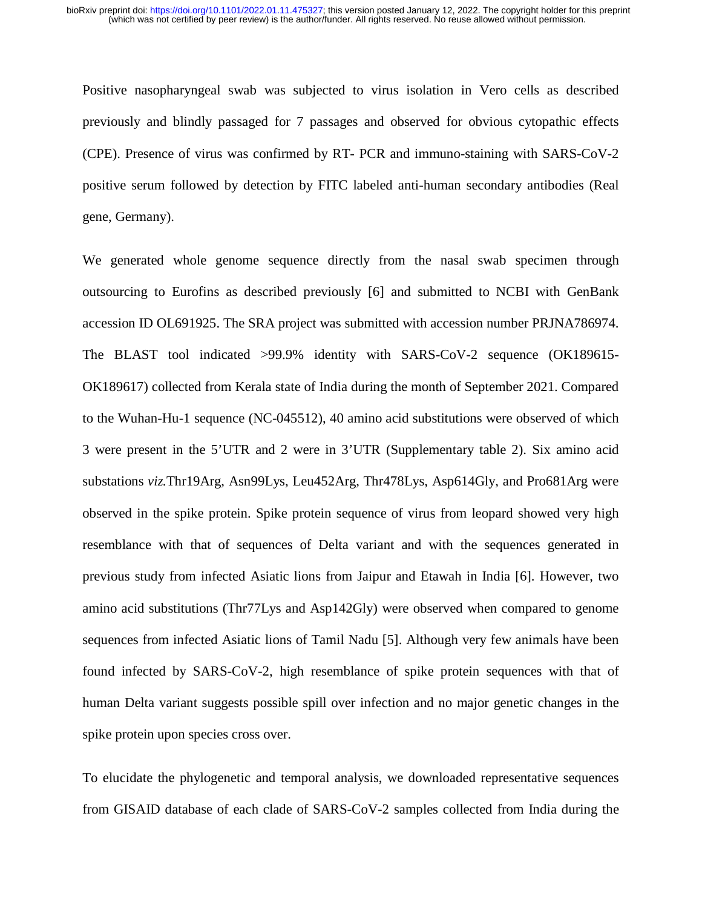Positive nasopharyngeal swab was subjected to virus isolation in Vero cells as described previously and blindly passaged for 7 passages and observed for obvious cytopathic effects (CPE). Presence of virus was confirmed by RT- PCR and immuno-staining with SARS-CoV-2 positive serum followed by detection by FITC labeled anti-human secondary antibodies (Real gene, Germany).

We generated whole genome sequence directly from the nasal swab specimen through outsourcing to Eurofins as described previously [6] and submitted to NCBI with GenBank accession ID OL691925. The SRA project was submitted with accession number PRJNA786974. The BLAST tool indicated >99.9% identity with SARS-CoV-2 sequence (OK189615-OK189617) collected from Kerala state of India during the month of September 2021. Compared to the Wuhan-Hu-1 sequence (NC-045512), 40 amino acid substitutions were observed of which 3 were present in the 5'UTR and 2 were in 3'UTR (Supplementary table 2). Six amino acid substations *viz.*Thr19Arg, Asn99Lys, Leu452Arg, Thr478Lys, Asp614Gly, and Pro681Arg were observed in the spike protein. Spike protein sequence of virus from leopard showed very high resemblance with that of sequences of Delta variant and with the sequences generated in previous study from infected Asiatic lions from Jaipur and Etawah in India [6]. However, two amino acid substitutions (Thr77Lys and Asp142Gly) were observed when compared to genome sequences from infected Asiatic lions of Tamil Nadu [5]. Although very few animals have been found infected by SARS-CoV-2, high resemblance of spike protein sequences with that of human Delta variant suggests possible spill over infection and no major genetic changes in the spike protein upon species cross over.

To elucidate the phylogenetic and temporal analysis, we downloaded representative sequences from GISAID database of each clade of SARS-CoV-2 samples collected from India during the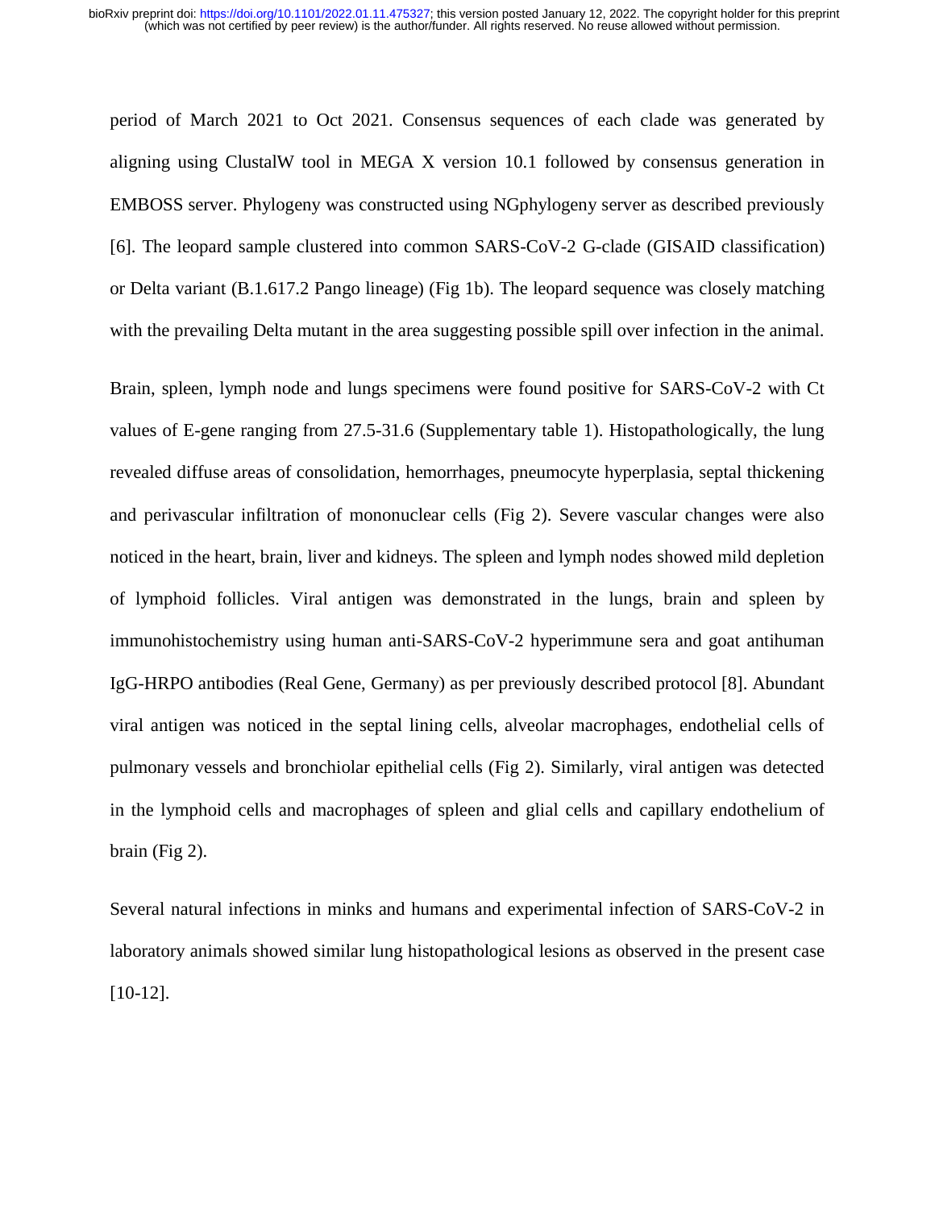period of March 2021 to Oct 2021. Consensus sequences of each clade was generated by aligning using ClustalW tool in MEGA X version 10.1 followed by consensus generation in EMBOSS server. Phylogeny was constructed using NGphylogeny server as described previously [6]. The leopard sample clustered into common SARS-CoV-2 G-clade (GISAID classification) or Delta variant (B.1.617.2 Pango lineage) (Fig 1b). The leopard sequence was closely matching with the prevailing Delta mutant in the area suggesting possible spill over infection in the animal.

Brain, spleen, lymph node and lungs specimens were found positive for SARS-CoV-2 with Ct values of E-gene ranging from 27.5-31.6 (Supplementary table 1). Histopathologically, the lung revealed diffuse areas of consolidation, hemorrhages, pneumocyte hyperplasia, septal thickening and perivascular infiltration of mononuclear cells (Fig 2). Severe vascular changes were also noticed in the heart, brain, liver and kidneys. The spleen and lymph nodes showed mild depletion of lymphoid follicles. Viral antigen was demonstrated in the lungs, brain and spleen by immunohistochemistry using human anti-SARS-CoV-2 hyperimmune sera and goat antihuman IgG-HRPO antibodies (Real Gene, Germany) as per previously described protocol [8]. Abundant viral antigen was noticed in the septal lining cells, alveolar macrophages, endothelial cells of pulmonary vessels and bronchiolar epithelial cells (Fig 2). Similarly, viral antigen was detected in the lymphoid cells and macrophages of spleen and glial cells and capillary endothelium of brain (Fig 2).

Several natural infections in minks and humans and experimental infection of SARS-CoV-2 in laboratory animals showed similar lung histopathological lesions as observed in the present case [10-12].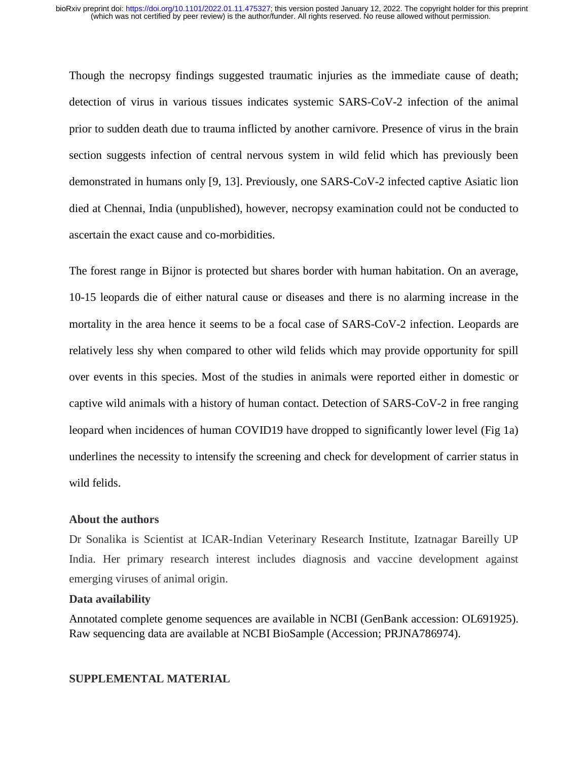Though the necropsy findings suggested traumatic injuries as the immediate cause of death; detection of virus in various tissues indicates systemic SARS-CoV-2 infection of the animal prior to sudden death due to trauma inflicted by another carnivore. Presence of virus in the brain section suggests infection of central nervous system in wild felid which has previously been demonstrated in humans only [9, 13]. Previously, one SARS-CoV-2 infected captive Asiatic lion died at Chennai, India (unpublished), however, necropsy examination could not be conducted to ascertain the exact cause and co-morbidities.

The forest range in Bijnor is protected but shares border with human habitation. On an average, 10-15 leopards die of either natural cause or diseases and there is no alarming increase in the mortality in the area hence it seems to be a focal case of SARS-CoV-2 infection. Leopards are relatively less shy when compared to other wild felids which may provide opportunity for spill over events in this species. Most of the studies in animals were reported either in domestic or captive wild animals with a history of human contact. Detection of SARS-CoV-2 in free ranging leopard when incidences of human COVID19 have dropped to significantly lower level (Fig 1a) underlines the necessity to intensify the screening and check for development of carrier status in wild felids.

### About the authors

Dr Sonalika is Scientist at ICAR-Indian Veterinary Research Institute, Izatnagar Bareilly UP India. Her primary research interest includes diagnosis and vaccine development against emerging viruses of animal origin.

### Data availability

Annotated complete genome sequences are available in NCBI (GenBank accession: OL691925). Raw sequencing data are available at NCBI BioSample (Accession; PRJNA786974).

## SUPPLEMENTAL MATERIAL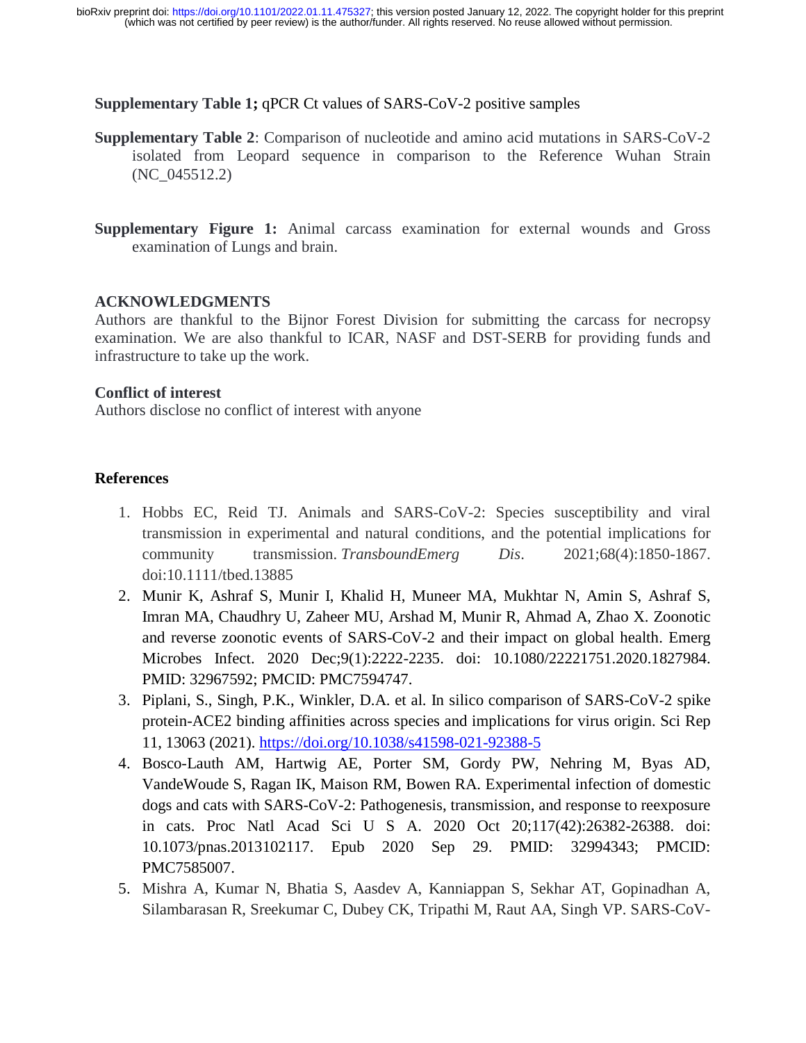**Supplementary Table 1;** qPCR Ct values of SARS-CoV-2 positive samples

**Supplementary Table 2**: Comparison of nucleotide and amino acid mutations in SARS-CoV-2 isolated from Leopard sequence in comparison to the Reference Wuhan Strain (NC_045512.2)

**Supplementary Figure 1:** Animal carcass examination for external wounds and Gross examination of Lungs and brain.

## ACKNOWLEDGMENTS

Authors are thankful to the Bijnor Forest Division for submitting the carcass for necropsy examination. We are also thankful to ICAR, NASF and DST-SERB for providing funds and infrastructure to take up the work.

## Conflict of interest

Authors disclose no conflict of interest with anyone

## References

1. Hobbs EC, Reid TJ. Animals and SARS-CoV-2: Species susceptibility and viral transmission in experimental and natural conditions, and the potential implications for community transmission. *TransboundEmerg Dis*. 2021;68(4):1850-1867. doi:10.1111/tbed.13885
2. Munir K, Ashraf S, Munir I, Khalid H, Muneer MA, Mukhtar N, Amin S, Ashraf S, Imran MA, Chaudhry U, Zaheer MU, Arshad M, Munir R, Ahmad A, Zhao X. Zoonotic and reverse zoonotic events of SARS-CoV-2 and their impact on global health. Emerg Microbes Infect. 2020 Dec;9(1):2222-2235. doi: 10.1080/22221751.2020.1827984. PMID: 32967592; PMCID: PMC7594747.
3. Piplani, S., Singh, P.K., Winkler, D.A. et al. In silico comparison of SARS-CoV-2 spike protein-ACE2 binding affinities across species and implications for virus origin. Sci Rep 11, 13063 (2021). https://doi.org/10.1038/s41598-021-92388-5
4. Bosco-Lauth AM, Hartwig AE, Porter SM, Gordy PW, Nehring M, Byas AD, VandeWoude S, Ragan IK, Maison RM, Bowen RA. Experimental infection of domestic dogs and cats with SARS-CoV-2: Pathogenesis, transmission, and response to reexposure in cats. Proc Natl Acad Sci U S A. 2020 Oct 20;117(42):26382-26388. doi: 10.1073/pnas.2013102117. Epub 2020 Sep 29. PMID: 32994343; PMCID: PMC7585007.
5. Mishra A, Kumar N, Bhatia S, Aasdev A, Kanniappan S, Sekhar AT, Gopinadhan A, Silambarasan R, Sreekumar C, Dubey CK, Tripathi M, Raut AA, Singh VP. SARS-CoV-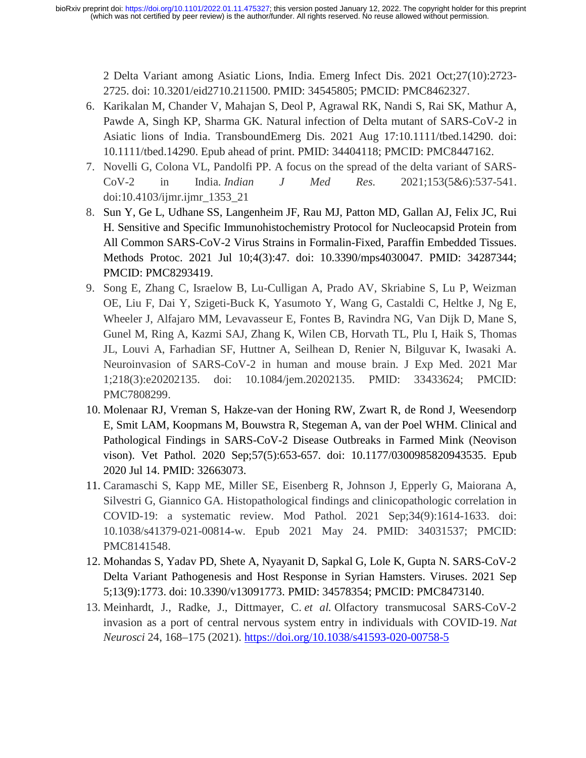2 Delta Variant among Asiatic Lions, India. Emerg Infect Dis. 2021 Oct;27(10):2723-2725. doi: 10.3201/eid2710.211500. PMID: 34545805; PMCID: PMC8462327.

6. Karikalan M, Chander V, Mahajan S, Deol P, Agrawal RK, Nandi S, Rai SK, Mathur A, Pawde A, Singh KP, Sharma GK. Natural infection of Delta mutant of SARS-CoV-2 in Asiatic lions of India. TransboundEmerg Dis. 2021 Aug 17:10.1111/tbed.14290. doi: 10.1111/tbed.14290. Epub ahead of print. PMID: 34404118; PMCID: PMC8447162.
7. Novelli G, Colona VL, Pandolfi PP. A focus on the spread of the delta variant of SARS-CoV-2 in India. *Indian J Med Res.* 2021;153(5&6):537-541. doi:10.4103/ijmr.ijmr_1353_21
8. Sun Y, Ge L, Udhane SS, Langenheim JF, Rau MJ, Patton MD, Gallan AJ, Felix JC, Rui H. Sensitive and Specific Immunohistochemistry Protocol for Nucleocapsid Protein from All Common SARS-CoV-2 Virus Strains in Formalin-Fixed, Paraffin Embedded Tissues. Methods Protoc. 2021 Jul 10;4(3):47. doi: 10.3390/mps4030047. PMID: 34287344; PMCID: PMC8293419.
9. Song E, Zhang C, Israelow B, Lu-Culligan A, Prado AV, Skriabine S, Lu P, Weizman OE, Liu F, Dai Y, Szigeti-Buck K, Yasumoto Y, Wang G, Castaldi C, Heltke J, Ng E, Wheeler J, Alfajaro MM, Levavasseur E, Fontes B, Ravindra NG, Van Dijk D, Mane S, Gunel M, Ring A, Kazmi SAJ, Zhang K, Wilen CB, Horvath TL, Plu I, Haik S, Thomas JL, Louvi A, Farhadian SF, Huttner A, Seilhean D, Renier N, Bilguvar K, Iwasaki A. Neuroinvasion of SARS-CoV-2 in human and mouse brain. J Exp Med. 2021 Mar 1;218(3):e20202135. doi: 10.1084/jem.20202135. PMID: 33433624; PMCID: PMC7808299.
10. Molenaar RJ, Vreman S, Hakze-van der Honing RW, Zwart R, de Rond J, Weesendorp E, Smit LAM, Koopmans M, Bouwstra R, Stegeman A, van der Poel WHM. Clinical and Pathological Findings in SARS-CoV-2 Disease Outbreaks in Farmed Mink (Neovison vison). Vet Pathol. 2020 Sep;57(5):653-657. doi: 10.1177/0300985820943535. Epub 2020 Jul 14. PMID: 32663073.
11. Caramaschi S, Kapp ME, Miller SE, Eisenberg R, Johnson J, Epperly G, Maiorana A, Silvestri G, Giannico GA. Histopathological findings and clinicopathologic correlation in COVID-19: a systematic review. Mod Pathol. 2021 Sep;34(9):1614-1633. doi: 10.1038/s41379-021-00814-w. Epub 2021 May 24. PMID: 34031537; PMCID: PMC8141548.
12. Mohandas S, Yadav PD, Shete A, Nyayanit D, Sapkal G, Lole K, Gupta N. SARS-CoV-2 Delta Variant Pathogenesis and Host Response in Syrian Hamsters. Viruses. 2021 Sep 5;13(9):1773. doi: 10.3390/v13091773. PMID: 34578354; PMCID: PMC8473140.
13. Meinhardt, J., Radke, J., Dittmayer, C. *et al.* Olfactory transmucosal SARS-CoV-2 invasion as a port of central nervous system entry in individuals with COVID-19. *Nat Neurosci* 24, 168–175 (2021). https://doi.org/10.1038/s41593-020-00758-5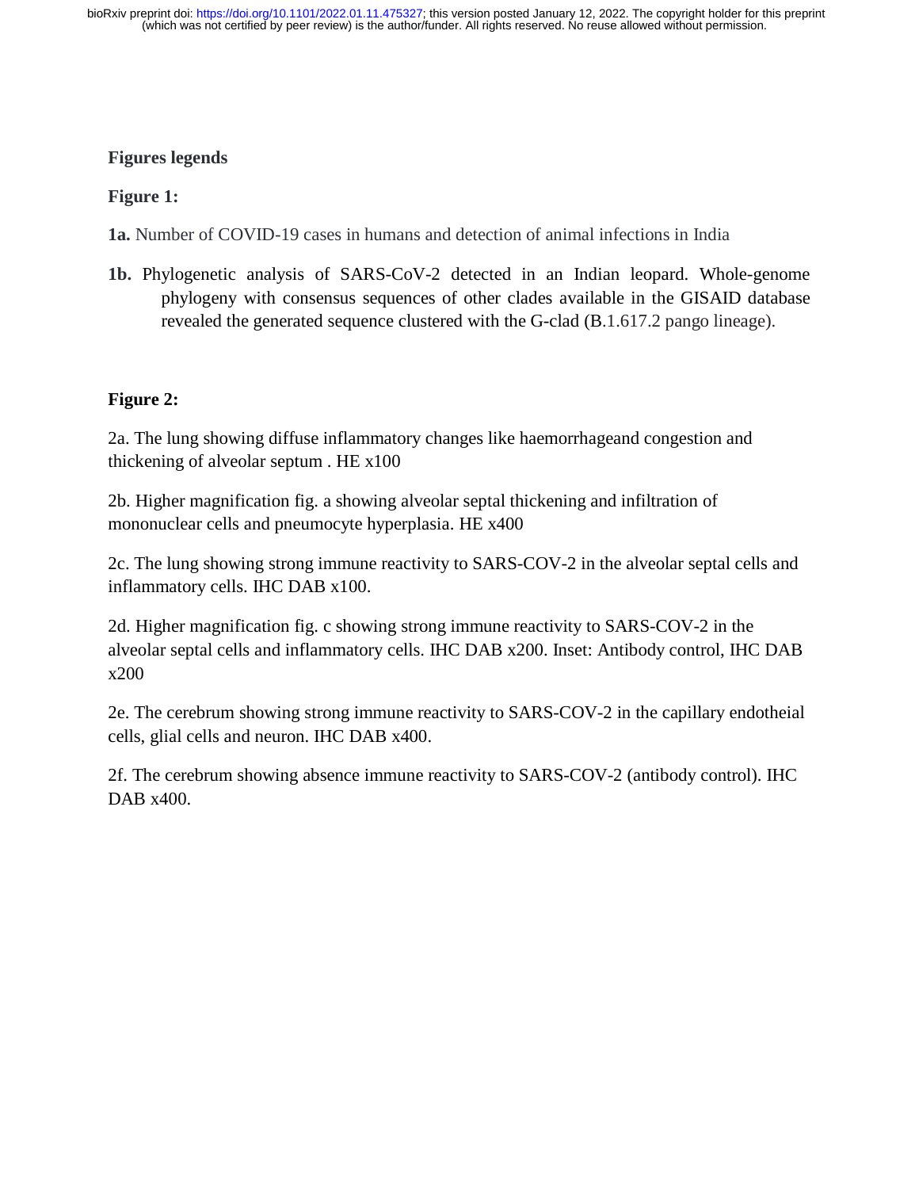## Figures legends

### Figure 1:

**1a.** Number of COVID-19 cases in humans and detection of animal infections in India

**1b.** Phylogenetic analysis of SARS-CoV-2 detected in an Indian leopard. Whole-genome phylogeny with consensus sequences of other clades available in the GISAID database revealed the generated sequence clustered with the G-clad (B.1.617.2 pango lineage).

### Figure 2:

2a. The lung showing diffuse inflammatory changes like haemorrhageand congestion and thickening of alveolar septum . HE x100

2b. Higher magnification fig. a showing alveolar septal thickening and infiltration of mononuclear cells and pneumocyte hyperplasia. HE x400

2c. The lung showing strong immune reactivity to SARS-COV-2 in the alveolar septal cells and inflammatory cells. IHC DAB x100.

2d. Higher magnification fig. c showing strong immune reactivity to SARS-COV-2 in the alveolar septal cells and inflammatory cells. IHC DAB x200. Inset: Antibody control, IHC DAB x200

2e. The cerebrum showing strong immune reactivity to SARS-COV-2 in the capillary endotheial cells, glial cells and neuron. IHC DAB x400.

2f. The cerebrum showing absence immune reactivity to SARS-COV-2 (antibody control). IHC DAB x400.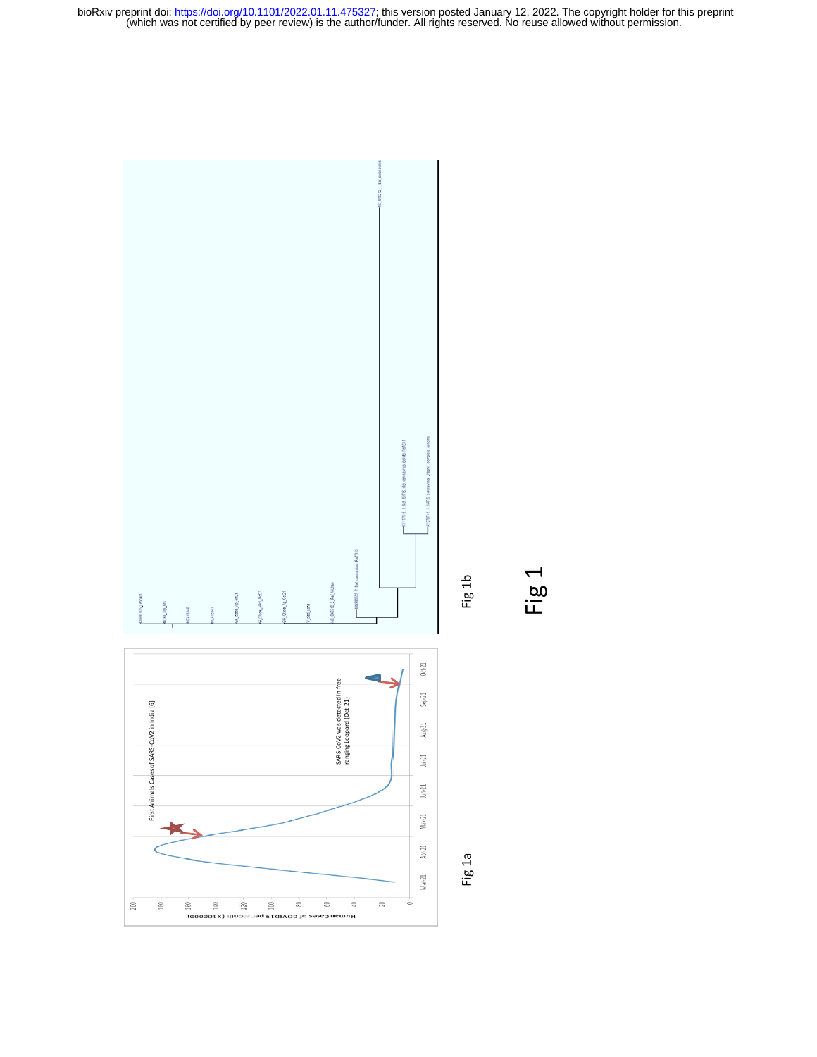Fig 1a

Fig 1b

Fig 1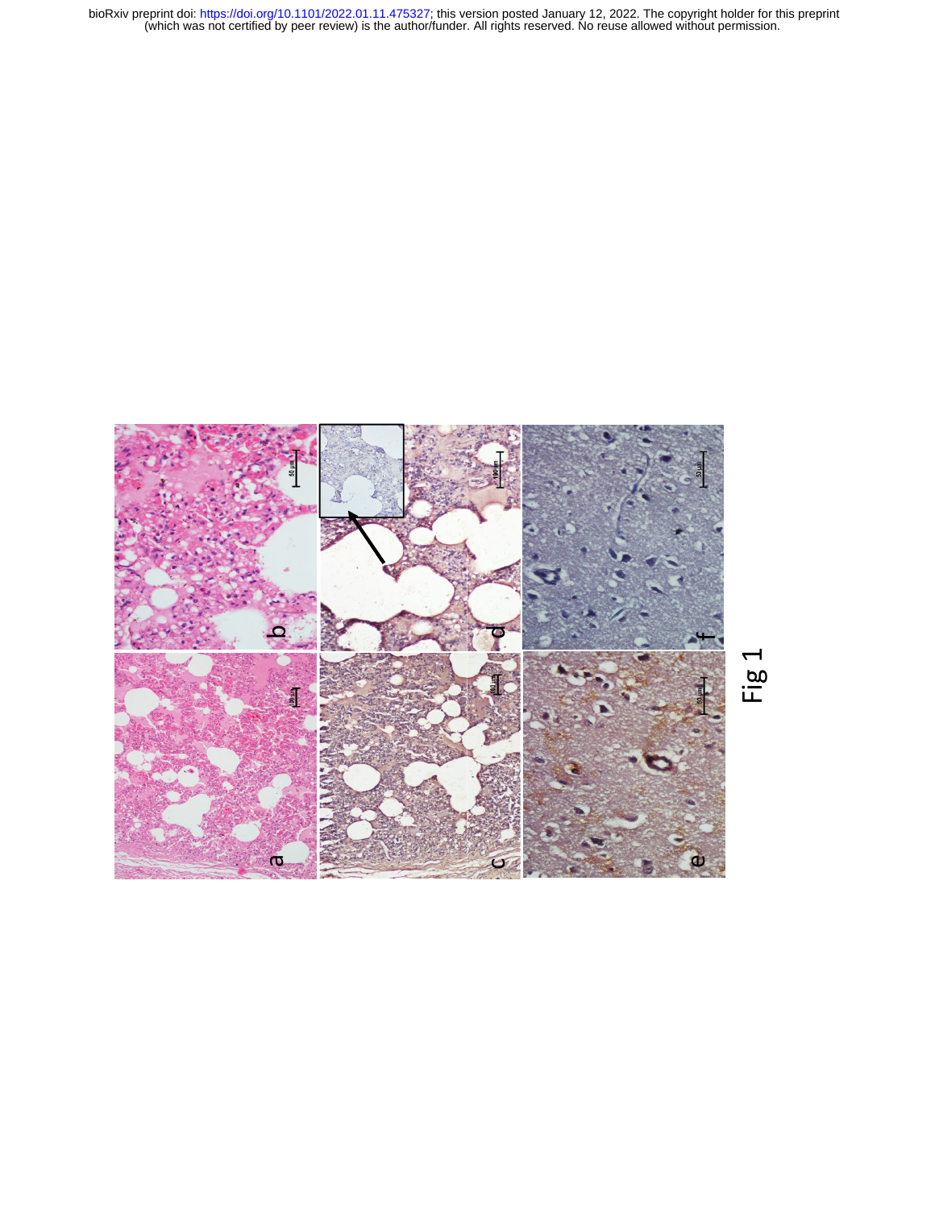Fig 1